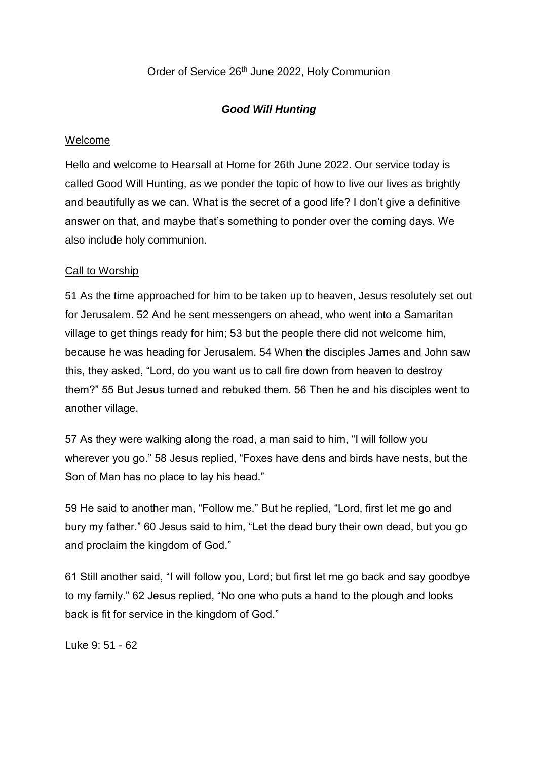Order of Service 26th June 2022, Holy Communion

***Good Will Hunting***

Welcome

Hello and welcome to Hearsall at Home for 26th June 2022. Our service today is called Good Will Hunting, as we ponder the topic of how to live our lives as brightly and beautifully as we can. What is the secret of a good life? I don't give a definitive answer on that, and maybe that's something to ponder over the coming days. We also include holy communion.

Call to Worship

51 As the time approached for him to be taken up to heaven, Jesus resolutely set out for Jerusalem. 52 And he sent messengers on ahead, who went into a Samaritan village to get things ready for him; 53 but the people there did not welcome him, because he was heading for Jerusalem. 54 When the disciples James and John saw this, they asked, "Lord, do you want us to call fire down from heaven to destroy them?" 55 But Jesus turned and rebuked them. 56 Then he and his disciples went to another village.

57 As they were walking along the road, a man said to him, "I will follow you wherever you go." 58 Jesus replied, "Foxes have dens and birds have nests, but the Son of Man has no place to lay his head."

59 He said to another man, "Follow me." But he replied, "Lord, first let me go and bury my father." 60 Jesus said to him, "Let the dead bury their own dead, but you go and proclaim the kingdom of God."

61 Still another said, "I will follow you, Lord; but first let me go back and say goodbye to my family." 62 Jesus replied, "No one who puts a hand to the plough and looks back is fit for service in the kingdom of God."

Luke 9: 51 - 62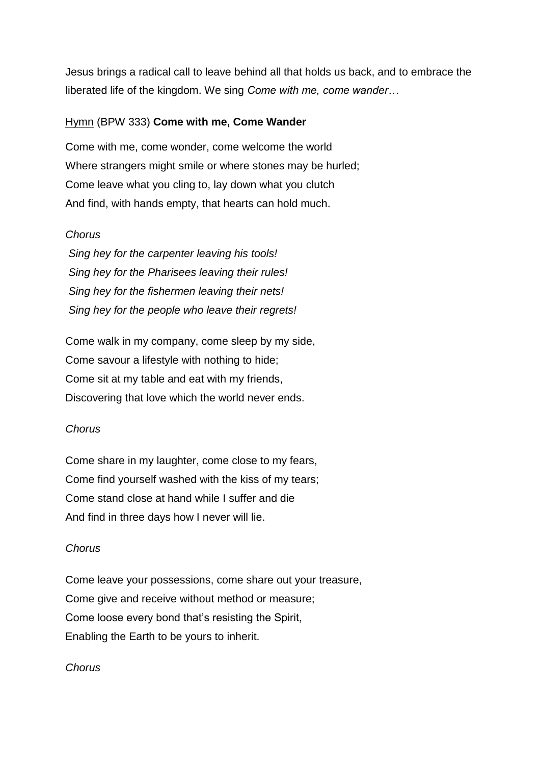Jesus brings a radical call to leave behind all that holds us back, and to embrace the liberated life of the kingdom. We sing *Come with me, come wander…*

<u>Hymn</u> (BPW 333) **Come with me, Come Wander**

Come with me, come wonder, come welcome the world
Where strangers might smile or where stones may be hurled;
Come leave what you cling to, lay down what you clutch
And find, with hands empty, that hearts can hold much.

*Chorus*

*Sing hey for the carpenter leaving his tools!*
*Sing hey for the Pharisees leaving their rules!*
*Sing hey for the fishermen leaving their nets!*
*Sing hey for the people who leave their regrets!*

Come walk in my company, come sleep by my side,
Come savour a lifestyle with nothing to hide;
Come sit at my table and eat with my friends,
Discovering that love which the world never ends.

*Chorus*

Come share in my laughter, come close to my fears,
Come find yourself washed with the kiss of my tears;
Come stand close at hand while I suffer and die
And find in three days how I never will lie.

*Chorus*

Come leave your possessions, come share out your treasure,
Come give and receive without method or measure;
Come loose every bond that's resisting the Spirit,
Enabling the Earth to be yours to inherit.

*Chorus*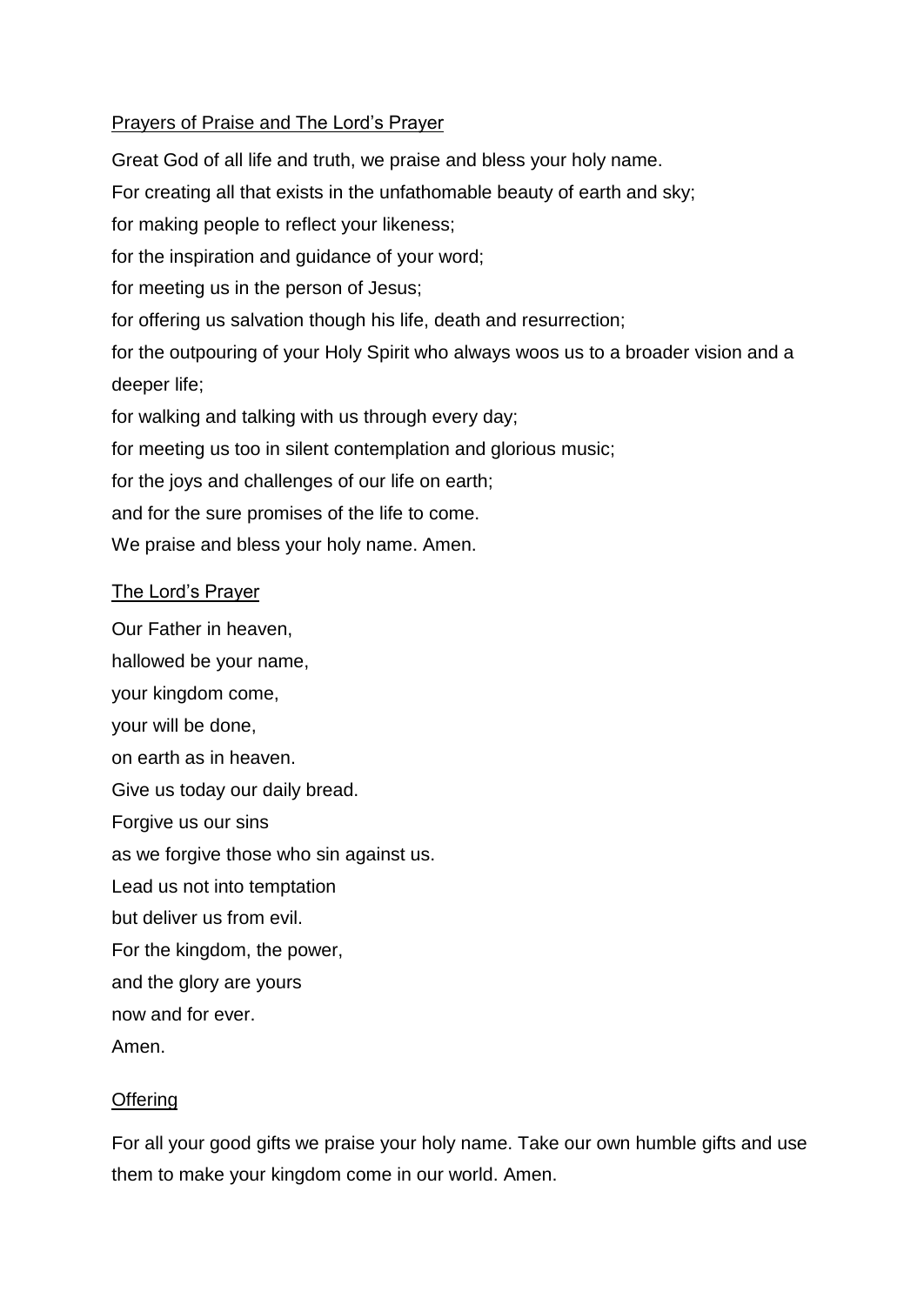## Prayers of Praise and The Lord's Prayer

Great God of all life and truth, we praise and bless your holy name.

For creating all that exists in the unfathomable beauty of earth and sky;

for making people to reflect your likeness;

for the inspiration and guidance of your word;

for meeting us in the person of Jesus;

for offering us salvation though his life, death and resurrection;

for the outpouring of your Holy Spirit who always woos us to a broader vision and a deeper life;

for walking and talking with us through every day;

for meeting us too in silent contemplation and glorious music;

for the joys and challenges of our life on earth;

and for the sure promises of the life to come.

We praise and bless your holy name. Amen.

## The Lord's Prayer

Our Father in heaven,

hallowed be your name,

your kingdom come,

your will be done,

on earth as in heaven.

Give us today our daily bread.

Forgive us our sins

as we forgive those who sin against us.

Lead us not into temptation

but deliver us from evil.

For the kingdom, the power,

and the glory are yours

now and for ever.

Amen.

## Offering

For all your good gifts we praise your holy name. Take our own humble gifts and use them to make your kingdom come in our world. Amen.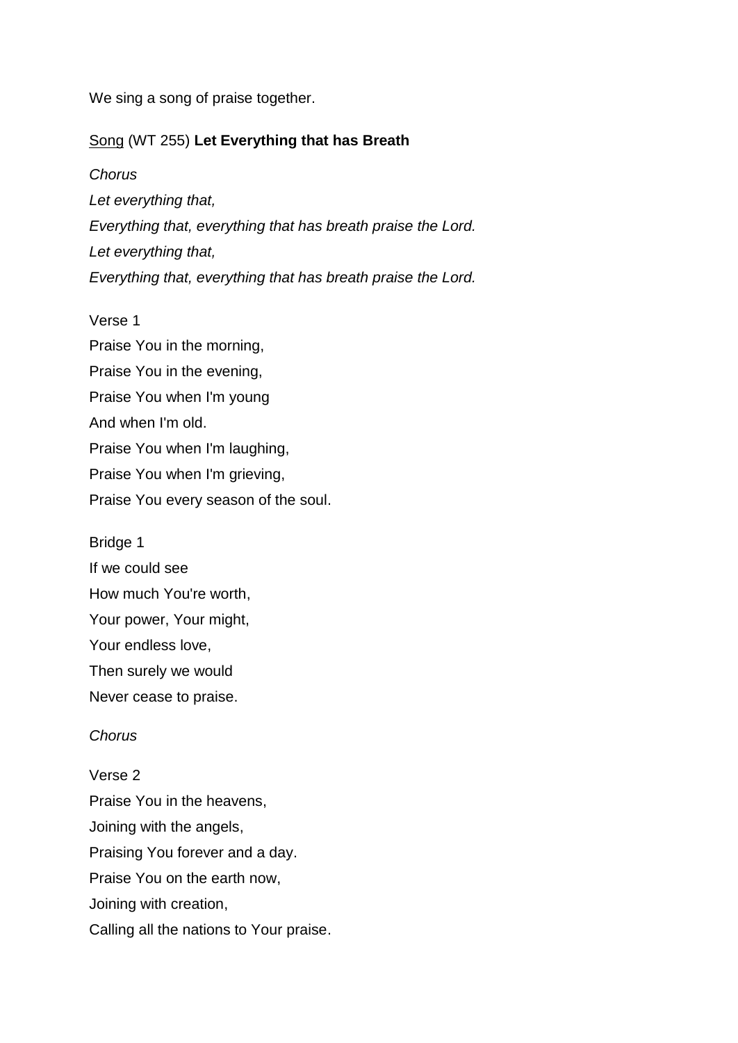We sing a song of praise together.

Song (WT 255) **Let Everything that has Breath**

*Chorus*

*Let everything that,*
*Everything that, everything that has breath praise the Lord.*
*Let everything that,*
*Everything that, everything that has breath praise the Lord.*

Verse 1

Praise You in the morning,
Praise You in the evening,
Praise You when I'm young
And when I'm old.
Praise You when I'm laughing,
Praise You when I'm grieving,
Praise You every season of the soul.

Bridge 1

If we could see
How much You're worth,
Your power, Your might,
Your endless love,
Then surely we would
Never cease to praise.

*Chorus*

Verse 2

Praise You in the heavens,
Joining with the angels,
Praising You forever and a day.
Praise You on the earth now,
Joining with creation,
Calling all the nations to Your praise.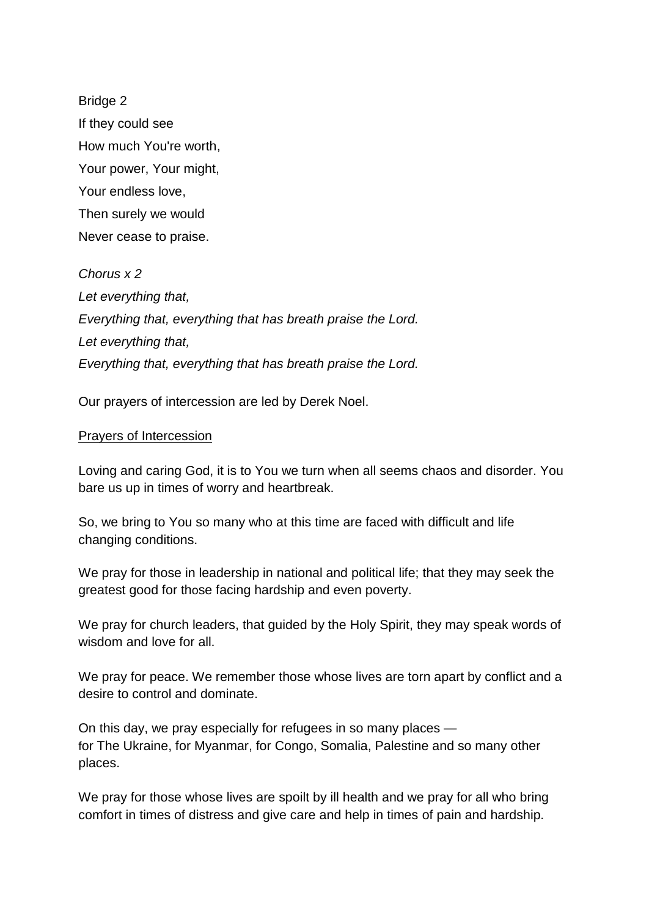Bridge 2
If they could see
How much You're worth,
Your power, Your might,
Your endless love,
Then surely we would
Never cease to praise.

*Chorus x 2*
*Let everything that,*
*Everything that, everything that has breath praise the Lord.*
*Let everything that,*
*Everything that, everything that has breath praise the Lord.*

Our prayers of intercession are led by Derek Noel.

<u>Prayers of Intercession</u>

Loving and caring God, it is to You we turn when all seems chaos and disorder. You bare us up in times of worry and heartbreak.

So, we bring to You so many who at this time are faced with difficult and life changing conditions.

We pray for those in leadership in national and political life; that they may seek the greatest good for those facing hardship and even poverty.

We pray for church leaders, that guided by the Holy Spirit, they may speak words of wisdom and love for all.

We pray for peace. We remember those whose lives are torn apart by conflict and a desire to control and dominate.

On this day, we pray especially for refugees in so many places —
for The Ukraine, for Myanmar, for Congo, Somalia, Palestine and so many other places.

We pray for those whose lives are spoilt by ill health and we pray for all who bring comfort in times of distress and give care and help in times of pain and hardship.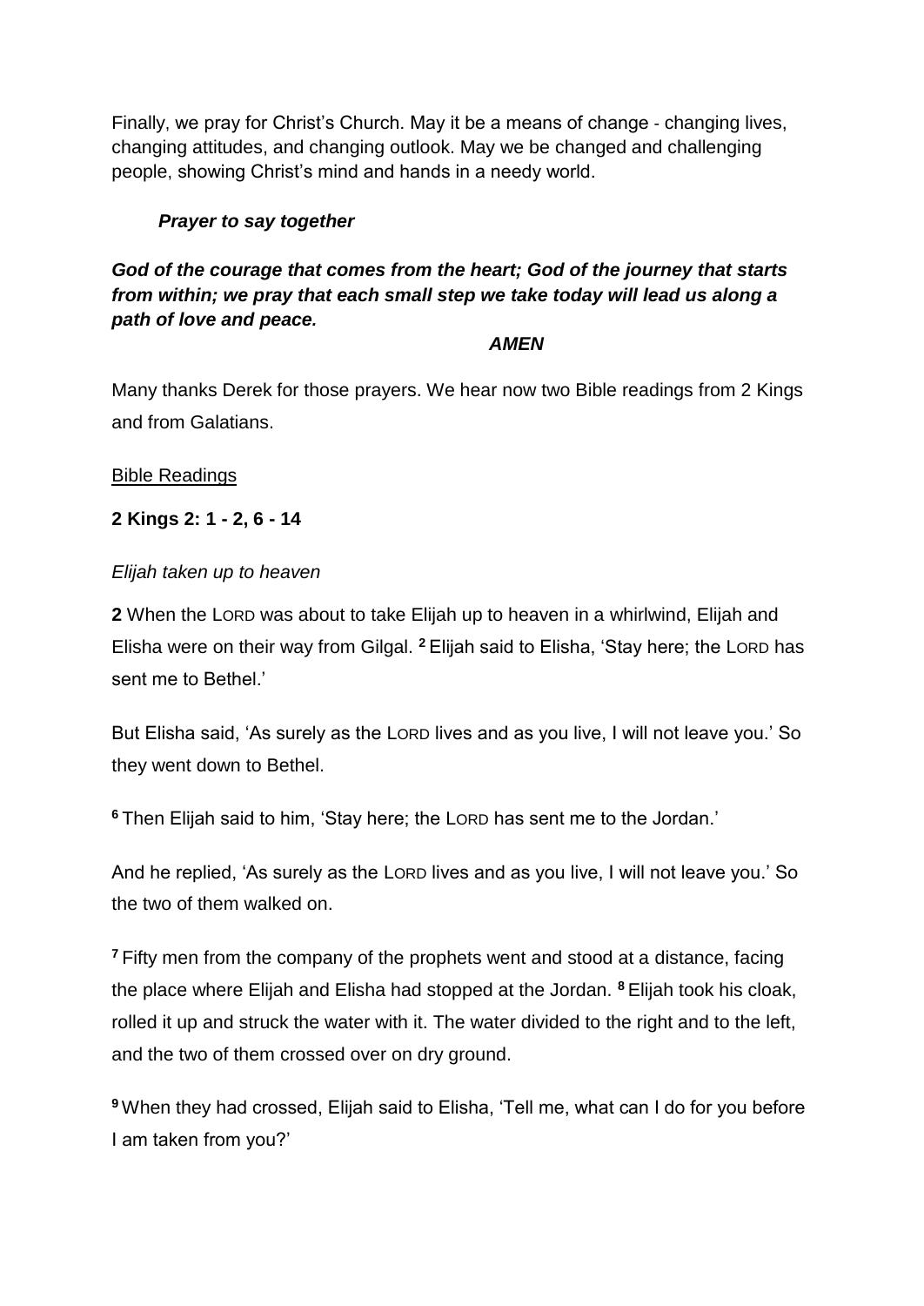Finally, we pray for Christ's Church. May it be a means of change - changing lives, changing attitudes, and changing outlook. May we be changed and challenging people, showing Christ's mind and hands in a needy world.

***Prayer to say together***

***God of the courage that comes from the heart; God of the journey that starts from within; we pray that each small step we take today will lead us along a path of love and peace.***

***AMEN***

Many thanks Derek for those prayers. We hear now two Bible readings from 2 Kings and from Galatians.

Bible Readings

**2 Kings 2: 1 - 2, 6 - 14**

*Elijah taken up to heaven*

**2** When the LORD was about to take Elijah up to heaven in a whirlwind, Elijah and Elisha were on their way from Gilgal. [2] Elijah said to Elisha, 'Stay here; the LORD has sent me to Bethel.'

But Elisha said, 'As surely as the LORD lives and as you live, I will not leave you.' So they went down to Bethel.

[6] Then Elijah said to him, 'Stay here; the LORD has sent me to the Jordan.'

And he replied, 'As surely as the LORD lives and as you live, I will not leave you.' So the two of them walked on.

[7] Fifty men from the company of the prophets went and stood at a distance, facing the place where Elijah and Elisha had stopped at the Jordan. [8] Elijah took his cloak, rolled it up and struck the water with it. The water divided to the right and to the left, and the two of them crossed over on dry ground.

[9] When they had crossed, Elijah said to Elisha, 'Tell me, what can I do for you before I am taken from you?'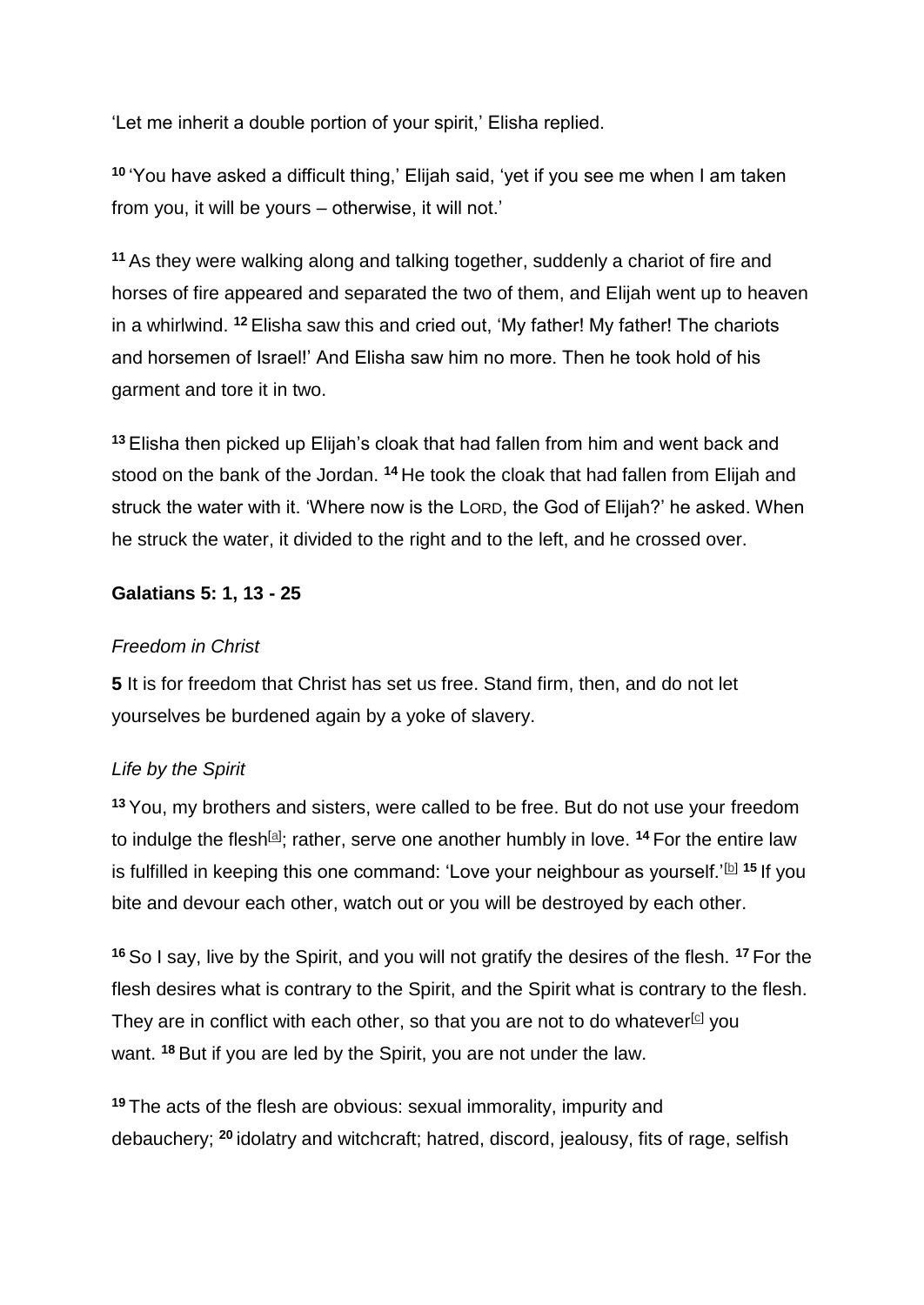'Let me inherit a double portion of your spirit,' Elisha replied.

**10** 'You have asked a difficult thing,' Elijah said, 'yet if you see me when I am taken from you, it will be yours – otherwise, it will not.'

**11** As they were walking along and talking together, suddenly a chariot of fire and horses of fire appeared and separated the two of them, and Elijah went up to heaven in a whirlwind. **12** Elisha saw this and cried out, 'My father! My father! The chariots and horsemen of Israel!' And Elisha saw him no more. Then he took hold of his garment and tore it in two.

**13** Elisha then picked up Elijah's cloak that had fallen from him and went back and stood on the bank of the Jordan. **14** He took the cloak that had fallen from Elijah and struck the water with it. 'Where now is the LORD, the God of Elijah?' he asked. When he struck the water, it divided to the right and to the left, and he crossed over.

**Galatians 5: 1, 13 - 25**

*Freedom in Christ*

**5** It is for freedom that Christ has set us free. Stand firm, then, and do not let yourselves be burdened again by a yoke of slavery.

*Life by the Spirit*

**13** You, my brothers and sisters, were called to be free. But do not use your freedom to indulge the flesh[a]; rather, serve one another humbly in love. **14** For the entire law is fulfilled in keeping this one command: 'Love your neighbour as yourself.'[b] **15** If you bite and devour each other, watch out or you will be destroyed by each other.

**16** So I say, live by the Spirit, and you will not gratify the desires of the flesh. **17** For the flesh desires what is contrary to the Spirit, and the Spirit what is contrary to the flesh. They are in conflict with each other, so that you are not to do whatever[c] you want. **18** But if you are led by the Spirit, you are not under the law.

**19** The acts of the flesh are obvious: sexual immorality, impurity and debauchery; **20** idolatry and witchcraft; hatred, discord, jealousy, fits of rage, selfish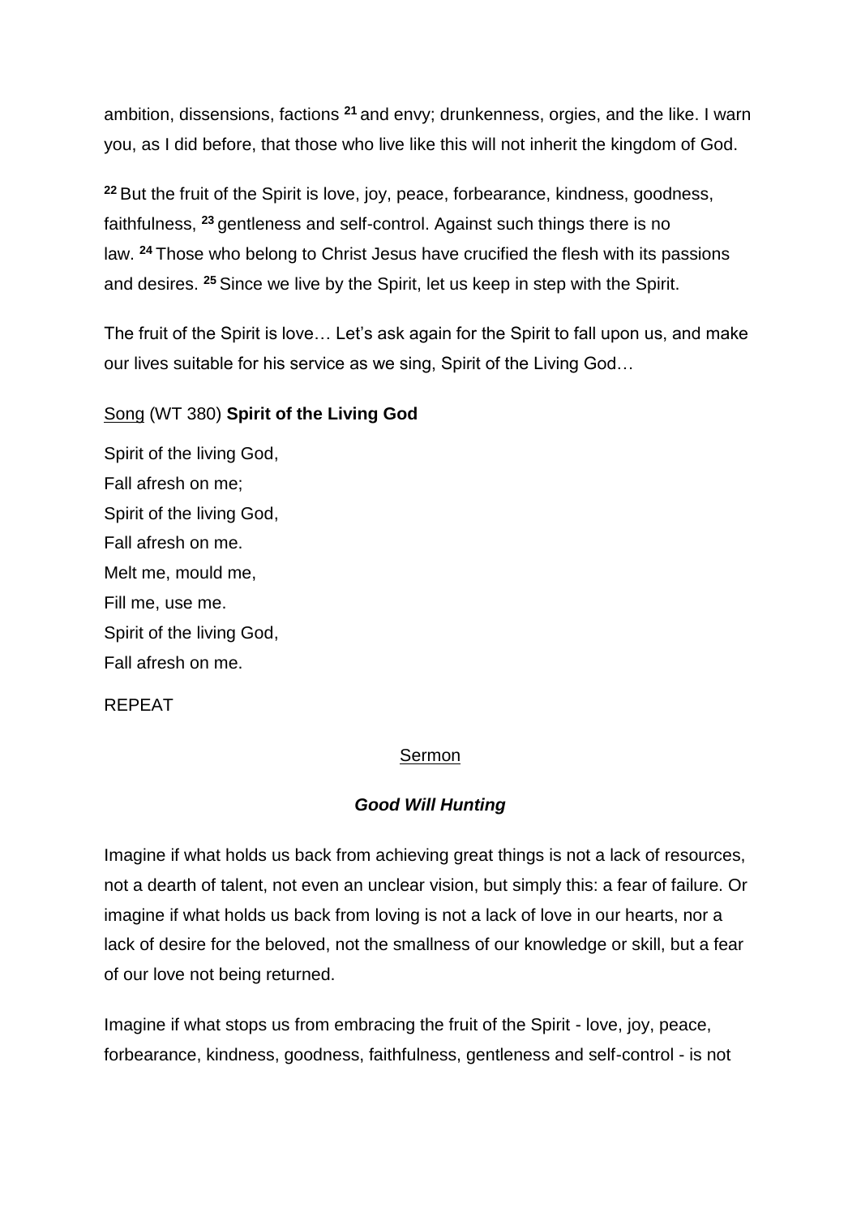ambition, dissensions, factions [21] and envy; drunkenness, orgies, and the like. I warn you, as I did before, that those who live like this will not inherit the kingdom of God.

[22] But the fruit of the Spirit is love, joy, peace, forbearance, kindness, goodness, faithfulness, [23] gentleness and self-control. Against such things there is no law. [24] Those who belong to Christ Jesus have crucified the flesh with its passions and desires. [25] Since we live by the Spirit, let us keep in step with the Spirit.

The fruit of the Spirit is love… Let's ask again for the Spirit to fall upon us, and make our lives suitable for his service as we sing, Spirit of the Living God…

Song (WT 380) **Spirit of the Living God**

Spirit of the living God,
Fall afresh on me;
Spirit of the living God,
Fall afresh on me.
Melt me, mould me,
Fill me, use me.
Spirit of the living God,
Fall afresh on me.

REPEAT

## Sermon

### ***Good Will Hunting***

Imagine if what holds us back from achieving great things is not a lack of resources, not a dearth of talent, not even an unclear vision, but simply this: a fear of failure. Or imagine if what holds us back from loving is not a lack of love in our hearts, nor a lack of desire for the beloved, not the smallness of our knowledge or skill, but a fear of our love not being returned.

Imagine if what stops us from embracing the fruit of the Spirit - love, joy, peace, forbearance, kindness, goodness, faithfulness, gentleness and self-control - is not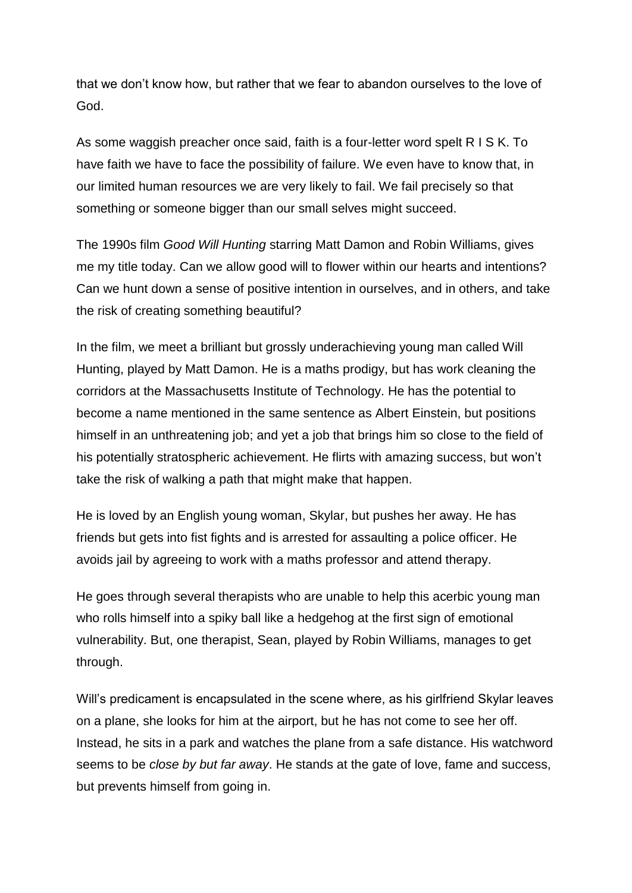that we don't know how, but rather that we fear to abandon ourselves to the love of God.

As some waggish preacher once said, faith is a four-letter word spelt R I S K. To have faith we have to face the possibility of failure. We even have to know that, in our limited human resources we are very likely to fail. We fail precisely so that something or someone bigger than our small selves might succeed.

The 1990s film *Good Will Hunting* starring Matt Damon and Robin Williams, gives me my title today. Can we allow good will to flower within our hearts and intentions? Can we hunt down a sense of positive intention in ourselves, and in others, and take the risk of creating something beautiful?

In the film, we meet a brilliant but grossly underachieving young man called Will Hunting, played by Matt Damon. He is a maths prodigy, but has work cleaning the corridors at the Massachusetts Institute of Technology. He has the potential to become a name mentioned in the same sentence as Albert Einstein, but positions himself in an unthreatening job; and yet a job that brings him so close to the field of his potentially stratospheric achievement. He flirts with amazing success, but won't take the risk of walking a path that might make that happen.

He is loved by an English young woman, Skylar, but pushes her away. He has friends but gets into fist fights and is arrested for assaulting a police officer. He avoids jail by agreeing to work with a maths professor and attend therapy.

He goes through several therapists who are unable to help this acerbic young man who rolls himself into a spiky ball like a hedgehog at the first sign of emotional vulnerability. But, one therapist, Sean, played by Robin Williams, manages to get through.

Will's predicament is encapsulated in the scene where, as his girlfriend Skylar leaves on a plane, she looks for him at the airport, but he has not come to see her off. Instead, he sits in a park and watches the plane from a safe distance. His watchword seems to be *close by but far away*. He stands at the gate of love, fame and success, but prevents himself from going in.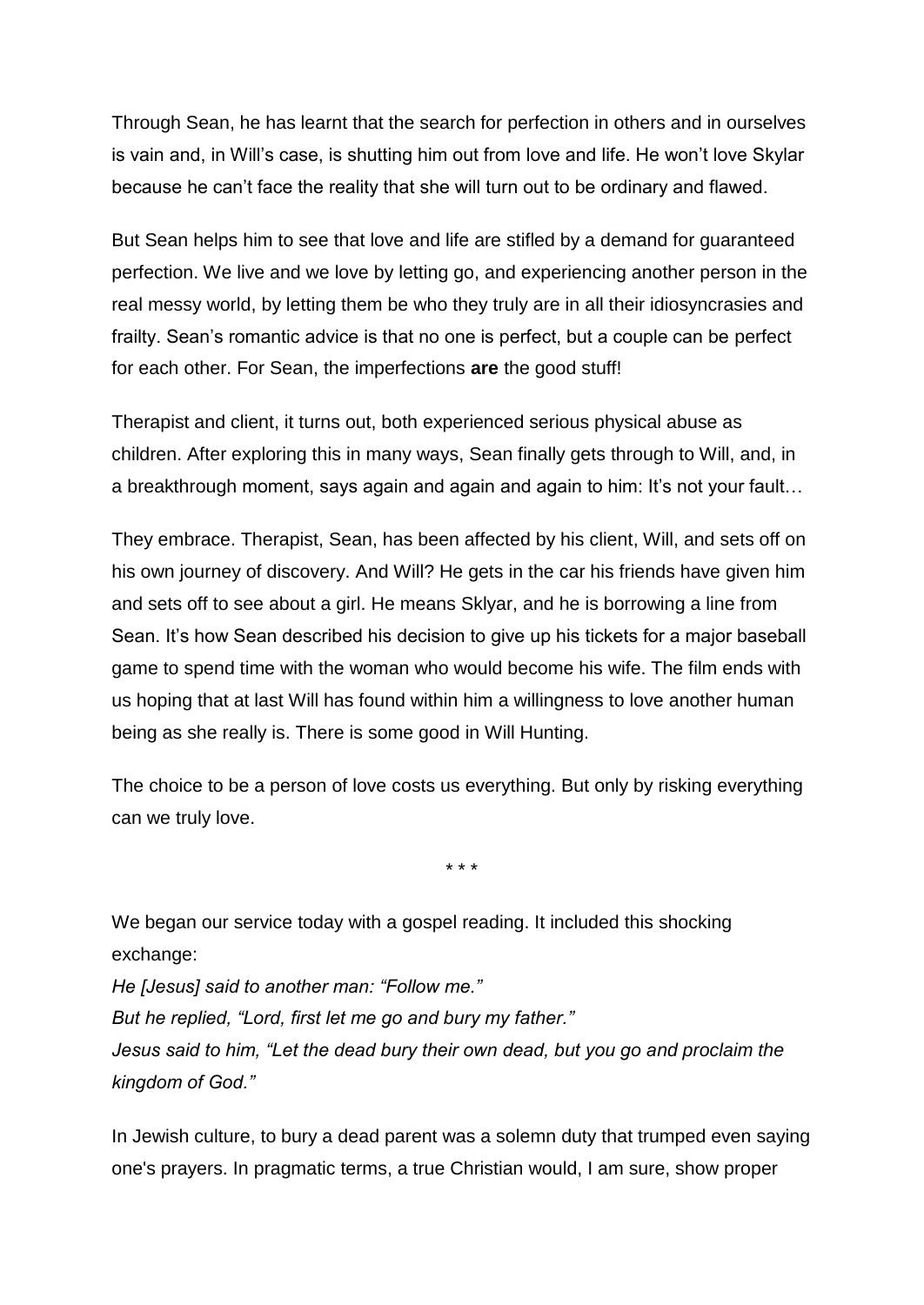Through Sean, he has learnt that the search for perfection in others and in ourselves is vain and, in Will's case, is shutting him out from love and life. He won't love Skylar because he can't face the reality that she will turn out to be ordinary and flawed.

But Sean helps him to see that love and life are stifled by a demand for guaranteed perfection. We live and we love by letting go, and experiencing another person in the real messy world, by letting them be who they truly are in all their idiosyncrasies and frailty. Sean's romantic advice is that no one is perfect, but a couple can be perfect for each other. For Sean, the imperfections **are** the good stuff!

Therapist and client, it turns out, both experienced serious physical abuse as children. After exploring this in many ways, Sean finally gets through to Will, and, in a breakthrough moment, says again and again and again to him: It's not your fault…

They embrace. Therapist, Sean, has been affected by his client, Will, and sets off on his own journey of discovery. And Will? He gets in the car his friends have given him and sets off to see about a girl. He means Sklyar, and he is borrowing a line from Sean. It's how Sean described his decision to give up his tickets for a major baseball game to spend time with the woman who would become his wife. The film ends with us hoping that at last Will has found within him a willingness to love another human being as she really is. There is some good in Will Hunting.

The choice to be a person of love costs us everything. But only by risking everything can we truly love.

\* \* \*

We began our service today with a gospel reading. It included this shocking exchange:

*He [Jesus] said to another man: "Follow me."*
*But he replied, "Lord, first let me go and bury my father."*
*Jesus said to him, "Let the dead bury their own dead, but you go and proclaim the kingdom of God."*

In Jewish culture, to bury a dead parent was a solemn duty that trumped even saying one's prayers. In pragmatic terms, a true Christian would, I am sure, show proper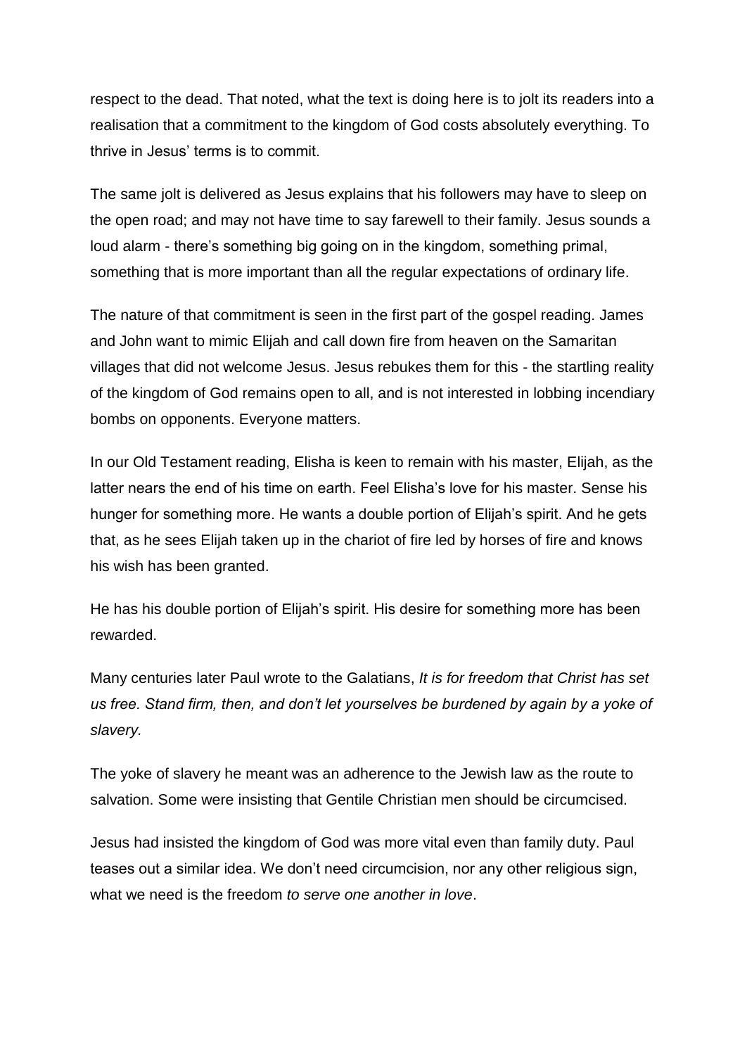respect to the dead. That noted, what the text is doing here is to jolt its readers into a realisation that a commitment to the kingdom of God costs absolutely everything. To thrive in Jesus' terms is to commit.

The same jolt is delivered as Jesus explains that his followers may have to sleep on the open road; and may not have time to say farewell to their family. Jesus sounds a loud alarm - there's something big going on in the kingdom, something primal, something that is more important than all the regular expectations of ordinary life.

The nature of that commitment is seen in the first part of the gospel reading. James and John want to mimic Elijah and call down fire from heaven on the Samaritan villages that did not welcome Jesus. Jesus rebukes them for this - the startling reality of the kingdom of God remains open to all, and is not interested in lobbing incendiary bombs on opponents. Everyone matters.

In our Old Testament reading, Elisha is keen to remain with his master, Elijah, as the latter nears the end of his time on earth. Feel Elisha's love for his master. Sense his hunger for something more. He wants a double portion of Elijah's spirit. And he gets that, as he sees Elijah taken up in the chariot of fire led by horses of fire and knows his wish has been granted.

He has his double portion of Elijah's spirit. His desire for something more has been rewarded.

Many centuries later Paul wrote to the Galatians, *It is for freedom that Christ has set us free. Stand firm, then, and don't let yourselves be burdened by again by a yoke of slavery.*

The yoke of slavery he meant was an adherence to the Jewish law as the route to salvation. Some were insisting that Gentile Christian men should be circumcised.

Jesus had insisted the kingdom of God was more vital even than family duty. Paul teases out a similar idea. We don't need circumcision, nor any other religious sign, what we need is the freedom *to serve one another in love*.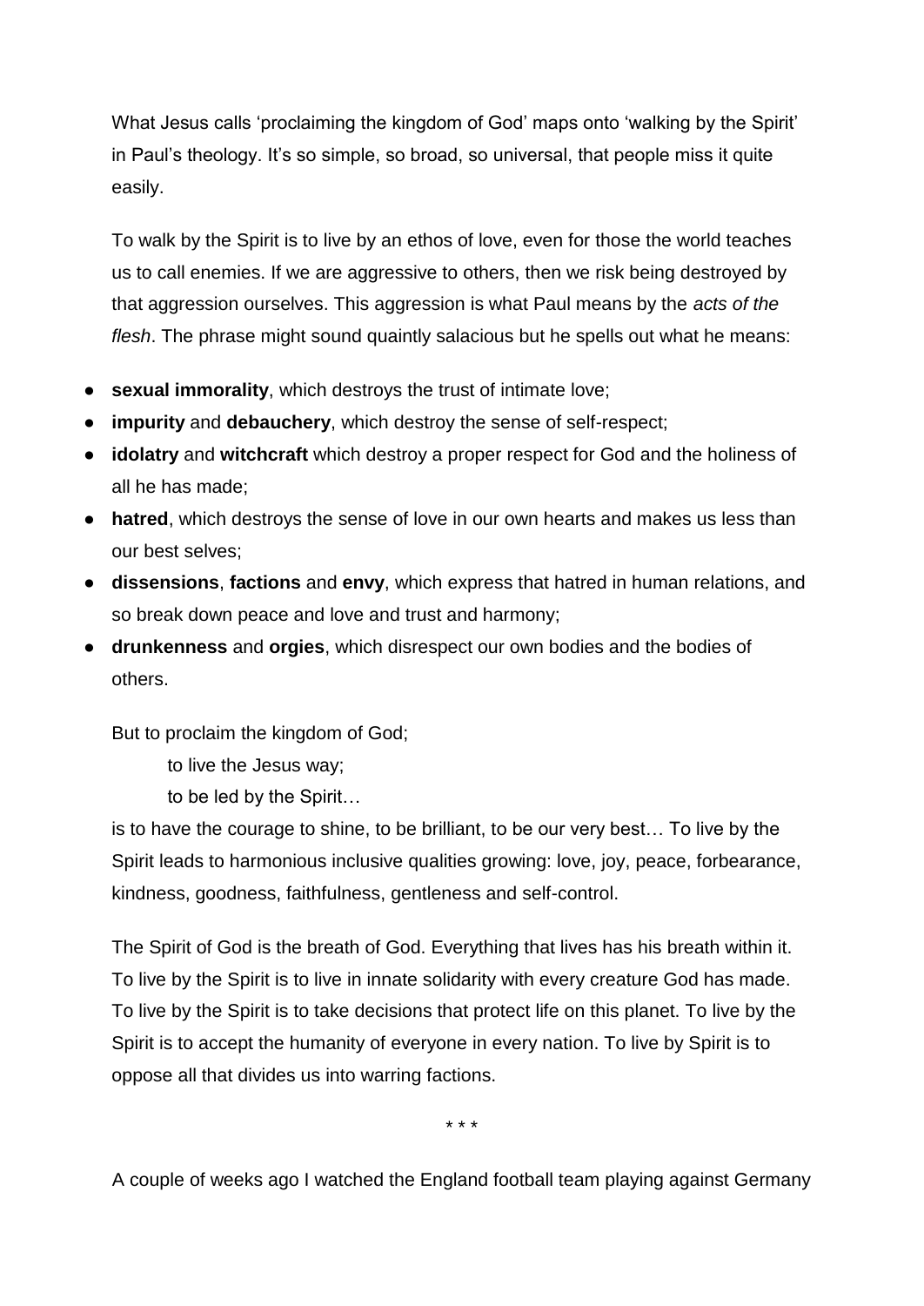What Jesus calls 'proclaiming the kingdom of God' maps onto 'walking by the Spirit' in Paul's theology. It's so simple, so broad, so universal, that people miss it quite easily.

To walk by the Spirit is to live by an ethos of love, even for those the world teaches us to call enemies. If we are aggressive to others, then we risk being destroyed by that aggression ourselves. This aggression is what Paul means by the *acts of the flesh*. The phrase might sound quaintly salacious but he spells out what he means:

- **sexual immorality**, which destroys the trust of intimate love;
- **impurity** and **debauchery**, which destroy the sense of self-respect;
- **idolatry** and **witchcraft** which destroy a proper respect for God and the holiness of all he has made;
- **hatred**, which destroys the sense of love in our own hearts and makes us less than our best selves;
- **dissensions**, **factions** and **envy**, which express that hatred in human relations, and so break down peace and love and trust and harmony;
- **drunkenness** and **orgies**, which disrespect our own bodies and the bodies of others.

But to proclaim the kingdom of God;

to live the Jesus way;

to be led by the Spirit…

is to have the courage to shine, to be brilliant, to be our very best… To live by the Spirit leads to harmonious inclusive qualities growing: love, joy, peace, forbearance, kindness, goodness, faithfulness, gentleness and self-control.

The Spirit of God is the breath of God. Everything that lives has his breath within it. To live by the Spirit is to live in innate solidarity with every creature God has made. To live by the Spirit is to take decisions that protect life on this planet. To live by the Spirit is to accept the humanity of everyone in every nation. To live by Spirit is to oppose all that divides us into warring factions.

\* \* \*

A couple of weeks ago I watched the England football team playing against Germany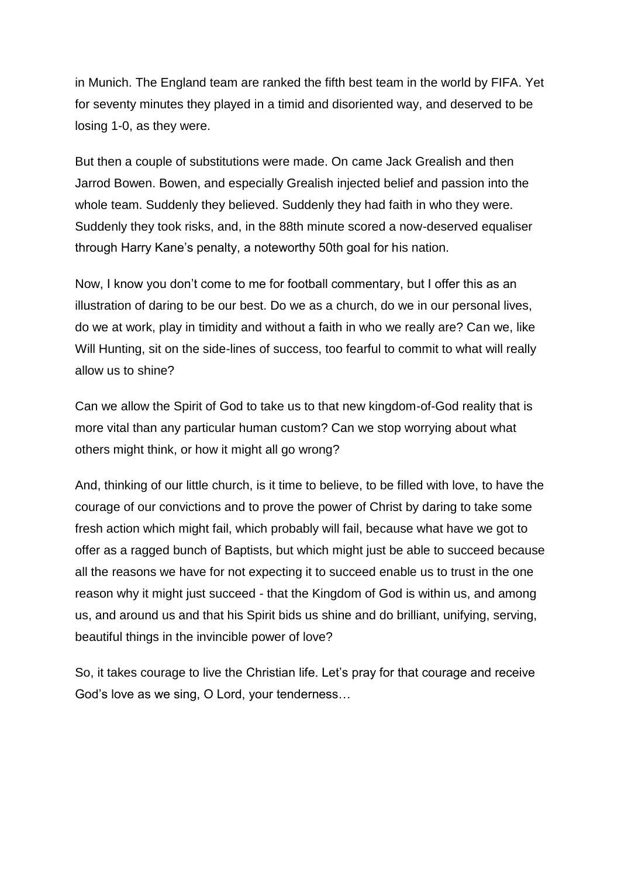in Munich. The England team are ranked the fifth best team in the world by FIFA. Yet for seventy minutes they played in a timid and disoriented way, and deserved to be losing 1-0, as they were.

But then a couple of substitutions were made. On came Jack Grealish and then Jarrod Bowen. Bowen, and especially Grealish injected belief and passion into the whole team. Suddenly they believed. Suddenly they had faith in who they were. Suddenly they took risks, and, in the 88th minute scored a now-deserved equaliser through Harry Kane's penalty, a noteworthy 50th goal for his nation.

Now, I know you don't come to me for football commentary, but I offer this as an illustration of daring to be our best. Do we as a church, do we in our personal lives, do we at work, play in timidity and without a faith in who we really are? Can we, like Will Hunting, sit on the side-lines of success, too fearful to commit to what will really allow us to shine?

Can we allow the Spirit of God to take us to that new kingdom-of-God reality that is more vital than any particular human custom? Can we stop worrying about what others might think, or how it might all go wrong?

And, thinking of our little church, is it time to believe, to be filled with love, to have the courage of our convictions and to prove the power of Christ by daring to take some fresh action which might fail, which probably will fail, because what have we got to offer as a ragged bunch of Baptists, but which might just be able to succeed because all the reasons we have for not expecting it to succeed enable us to trust in the one reason why it might just succeed - that the Kingdom of God is within us, and among us, and around us and that his Spirit bids us shine and do brilliant, unifying, serving, beautiful things in the invincible power of love?

So, it takes courage to live the Christian life. Let's pray for that courage and receive God's love as we sing, O Lord, your tenderness…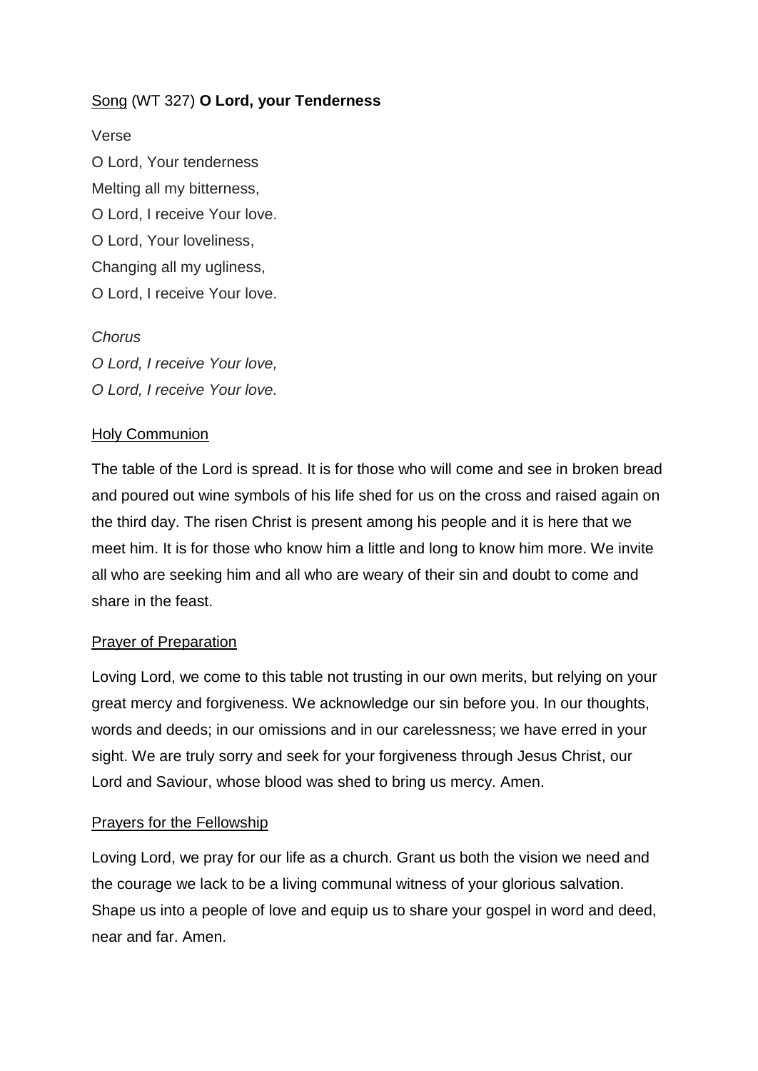<u>Song</u> (WT 327) **O Lord, your Tenderness**

Verse

O Lord, Your tenderness
Melting all my bitterness,
O Lord, I receive Your love.
O Lord, Your loveliness,
Changing all my ugliness,
O Lord, I receive Your love.

*Chorus*
*O Lord, I receive Your love,*
*O Lord, I receive Your love.*

<u>Holy Communion</u>

The table of the Lord is spread. It is for those who will come and see in broken bread and poured out wine symbols of his life shed for us on the cross and raised again on the third day. The risen Christ is present among his people and it is here that we meet him. It is for those who know him a little and long to know him more. We invite all who are seeking him and all who are weary of their sin and doubt to come and share in the feast.

<u>Prayer of Preparation</u>

Loving Lord, we come to this table not trusting in our own merits, but relying on your great mercy and forgiveness. We acknowledge our sin before you. In our thoughts, words and deeds; in our omissions and in our carelessness; we have erred in your sight. We are truly sorry and seek for your forgiveness through Jesus Christ, our Lord and Saviour, whose blood was shed to bring us mercy. Amen.

<u>Prayers for the Fellowship</u>

Loving Lord, we pray for our life as a church. Grant us both the vision we need and the courage we lack to be a living communal witness of your glorious salvation. Shape us into a people of love and equip us to share your gospel in word and deed, near and far. Amen.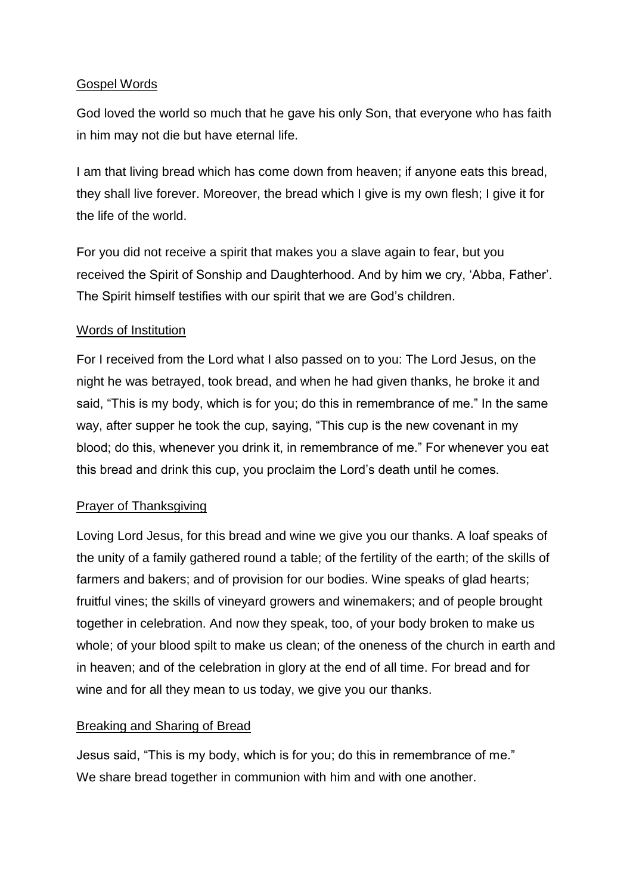## Gospel Words

God loved the world so much that he gave his only Son, that everyone who has faith in him may not die but have eternal life.

I am that living bread which has come down from heaven; if anyone eats this bread, they shall live forever. Moreover, the bread which I give is my own flesh; I give it for the life of the world.

For you did not receive a spirit that makes you a slave again to fear, but you received the Spirit of Sonship and Daughterhood. And by him we cry, 'Abba, Father'. The Spirit himself testifies with our spirit that we are God's children.

## Words of Institution

For I received from the Lord what I also passed on to you: The Lord Jesus, on the night he was betrayed, took bread, and when he had given thanks, he broke it and said, "This is my body, which is for you; do this in remembrance of me." In the same way, after supper he took the cup, saying, "This cup is the new covenant in my blood; do this, whenever you drink it, in remembrance of me." For whenever you eat this bread and drink this cup, you proclaim the Lord's death until he comes.

## Prayer of Thanksgiving

Loving Lord Jesus, for this bread and wine we give you our thanks. A loaf speaks of the unity of a family gathered round a table; of the fertility of the earth; of the skills of farmers and bakers; and of provision for our bodies. Wine speaks of glad hearts; fruitful vines; the skills of vineyard growers and winemakers; and of people brought together in celebration. And now they speak, too, of your body broken to make us whole; of your blood spilt to make us clean; of the oneness of the church in earth and in heaven; and of the celebration in glory at the end of all time. For bread and for wine and for all they mean to us today, we give you our thanks.

## Breaking and Sharing of Bread

Jesus said, "This is my body, which is for you; do this in remembrance of me."
We share bread together in communion with him and with one another.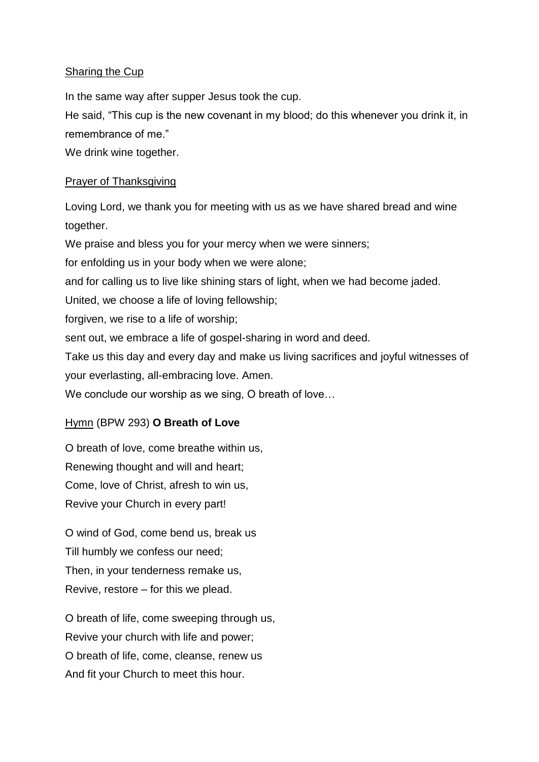<u>Sharing the Cup</u>

In the same way after supper Jesus took the cup.
He said, "This cup is the new covenant in my blood; do this whenever you drink it, in remembrance of me."
We drink wine together.

<u>Prayer of Thanksgiving</u>

Loving Lord, we thank you for meeting with us as we have shared bread and wine together.
We praise and bless you for your mercy when we were sinners;
for enfolding us in your body when we were alone;
and for calling us to live like shining stars of light, when we had become jaded.
United, we choose a life of loving fellowship;
forgiven, we rise to a life of worship;
sent out, we embrace a life of gospel-sharing in word and deed.
Take us this day and every day and make us living sacrifices and joyful witnesses of your everlasting, all-embracing love. Amen.
We conclude our worship as we sing, O breath of love…

<u>Hymn</u> (BPW 293) **O Breath of Love**

O breath of love, come breathe within us,
Renewing thought and will and heart;
Come, love of Christ, afresh to win us,
Revive your Church in every part!

O wind of God, come bend us, break us
Till humbly we confess our need;
Then, in your tenderness remake us,
Revive, restore – for this we plead.

O breath of life, come sweeping through us,
Revive your church with life and power;
O breath of life, come, cleanse, renew us
And fit your Church to meet this hour.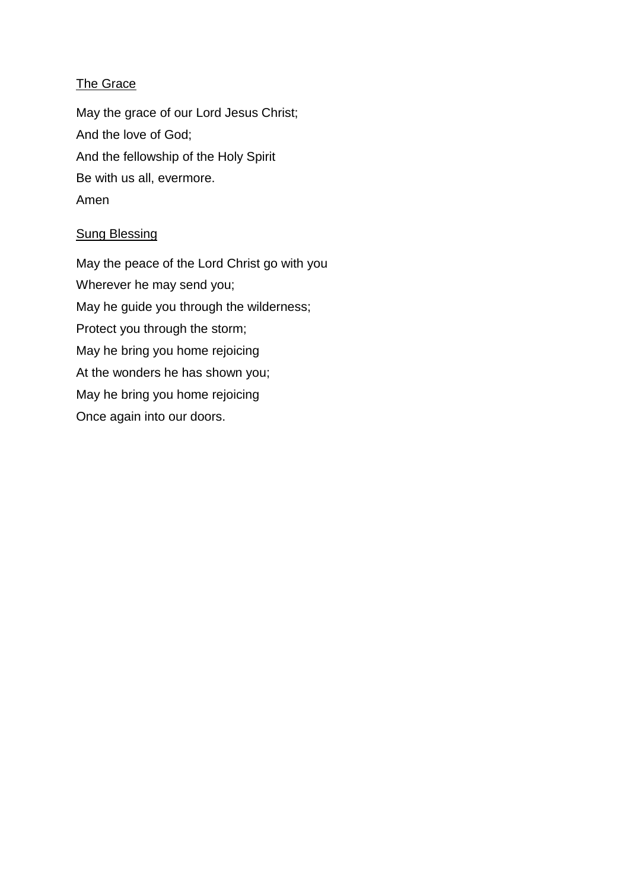The Grace

May the grace of our Lord Jesus Christ;
And the love of God;
And the fellowship of the Holy Spirit
Be with us all, evermore.
Amen

Sung Blessing

May the peace of the Lord Christ go with you
Wherever he may send you;
May he guide you through the wilderness;
Protect you through the storm;
May he bring you home rejoicing
At the wonders he has shown you;
May he bring you home rejoicing
Once again into our doors.